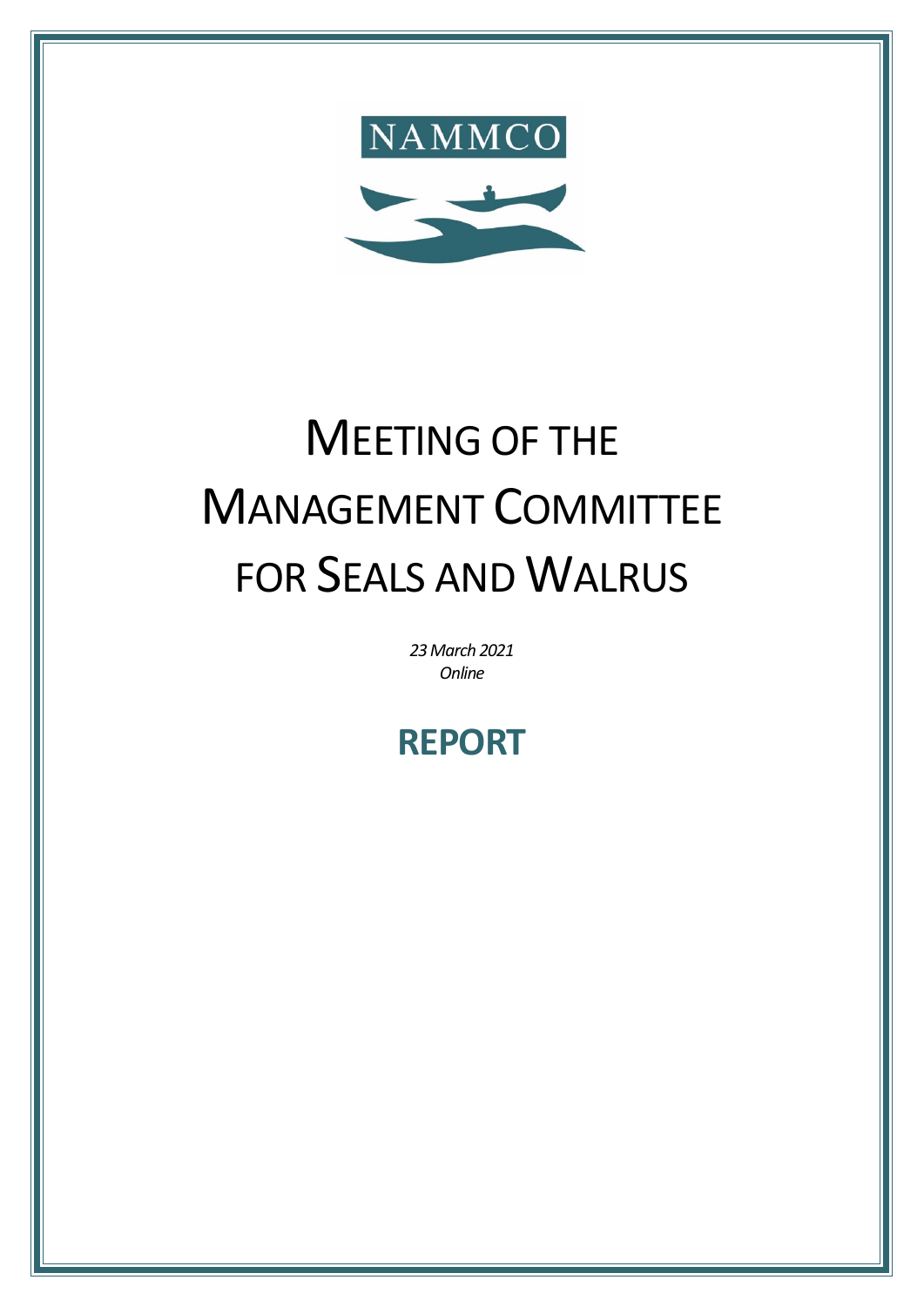NAMMCO

# MEETING OF THE MANAGEMENT COMMITTEE FOR SEALS AND WALRUS

*23 March 2021*
*Online*

## REPORT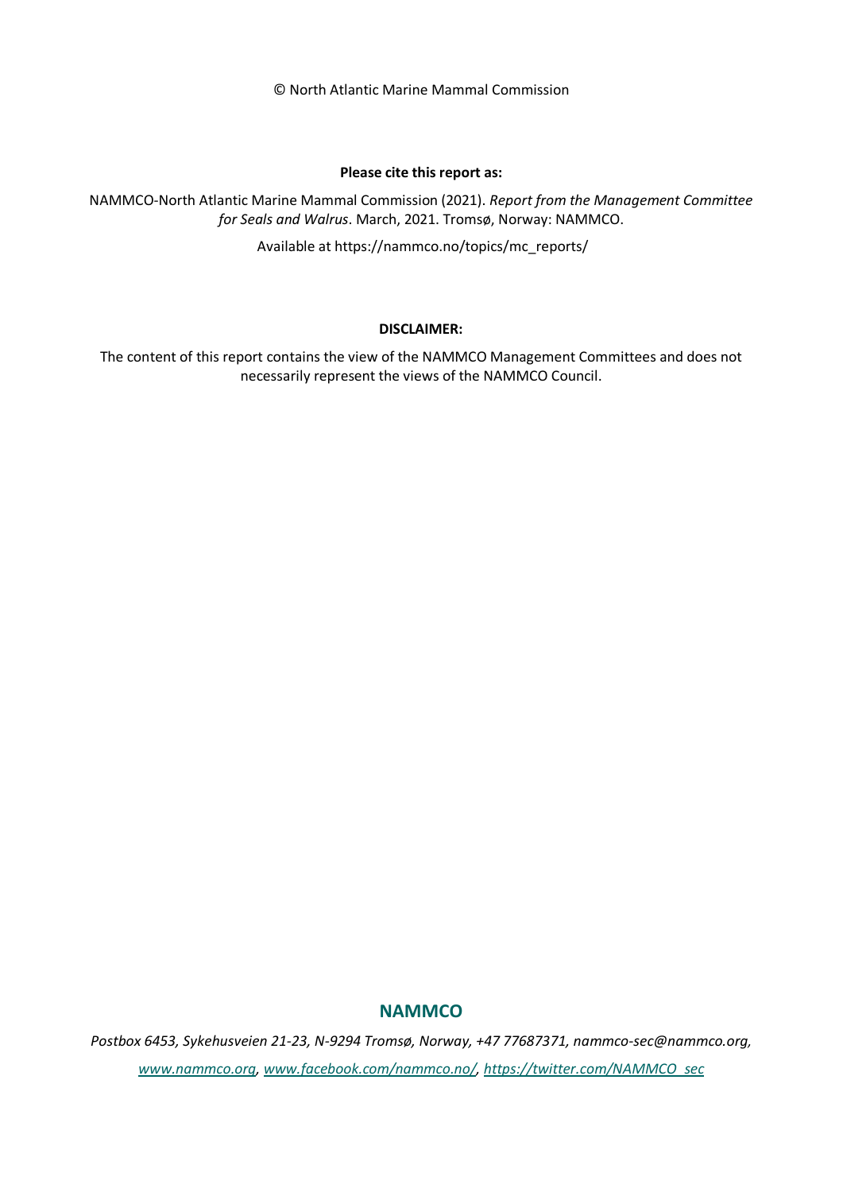© North Atlantic Marine Mammal Commission

**Please cite this report as:**

NAMMCO-North Atlantic Marine Mammal Commission (2021). *Report from the Management Committee for Seals and Walrus*. March, 2021. Tromsø, Norway: NAMMCO.

Available at https://nammco.no/topics/mc_reports/

**DISCLAIMER:**

The content of this report contains the view of the NAMMCO Management Committees and does not necessarily represent the views of the NAMMCO Council.

**NAMMCO**

*Postbox 6453, Sykehusveien 21-23, N-9294 Tromsø, Norway, +47 77687371, nammco-sec@nammco.org,*

*www.nammco.org, www.facebook.com/nammco.no/, https://twitter.com/NAMMCO_sec*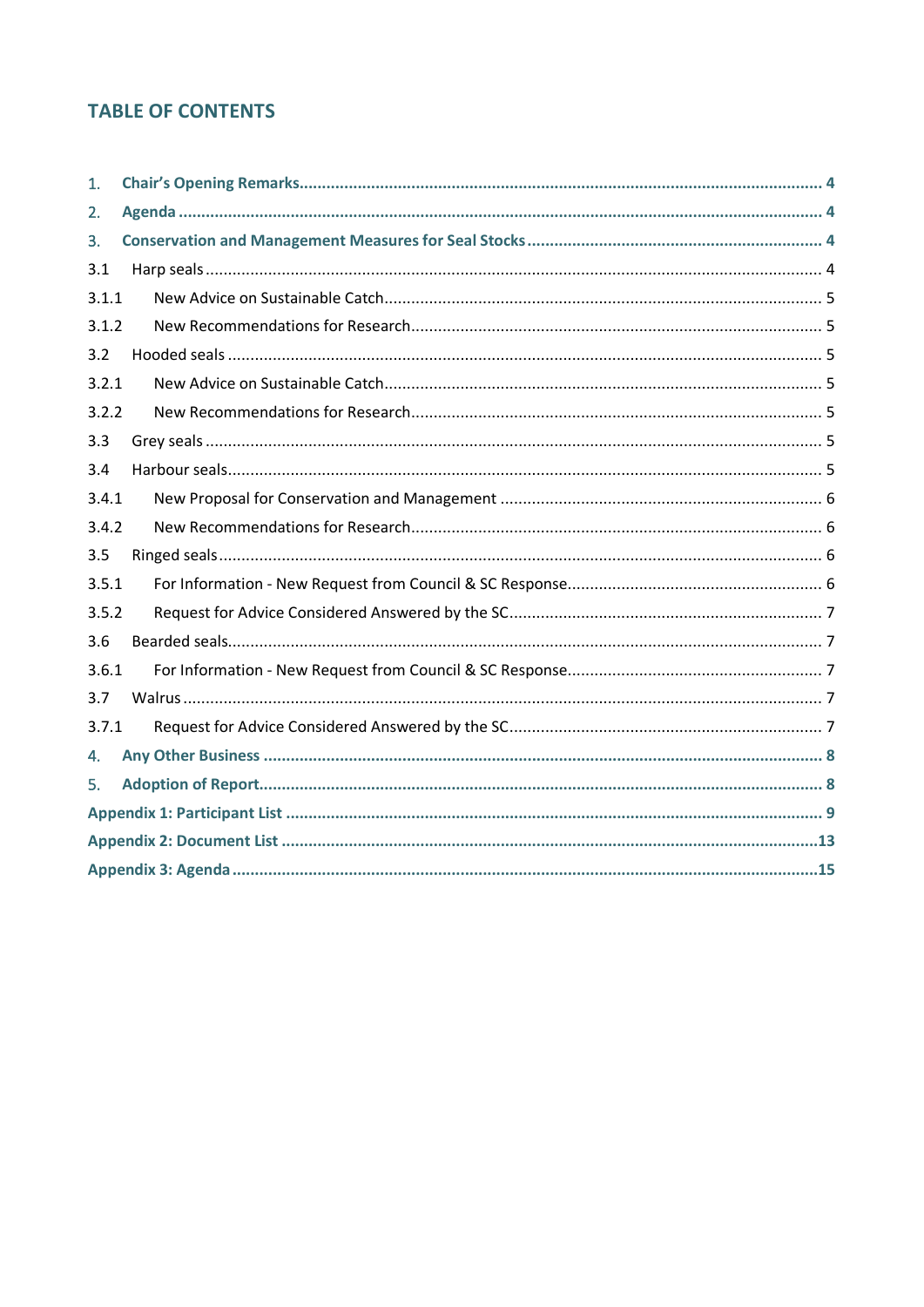## TABLE OF CONTENTS

1. **Chair's Opening Remarks** .......... 4
2. **Agenda** .......... 4
3. **Conservation and Management Measures for Seal Stocks** .......... 4

3.1 Harp seals .......... 4

3.1.1 New Advice on Sustainable Catch .......... 5

3.1.2 New Recommendations for Research .......... 5

3.2 Hooded seals .......... 5

3.2.1 New Advice on Sustainable Catch .......... 5

3.2.2 New Recommendations for Research .......... 5

3.3 Grey seals .......... 5

3.4 Harbour seals .......... 5

3.4.1 New Proposal for Conservation and Management .......... 6

3.4.2 New Recommendations for Research .......... 6

3.5 Ringed seals .......... 6

3.5.1 For Information - New Request from Council & SC Response .......... 6

3.5.2 Request for Advice Considered Answered by the SC .......... 7

3.6 Bearded seals .......... 7

3.6.1 For Information - New Request from Council & SC Response .......... 7

3.7 Walrus .......... 7

3.7.1 Request for Advice Considered Answered by the SC .......... 7

4. **Any Other Business** .......... 8
5. **Adoption of Report** .......... 8

**Appendix 1: Participant List** .......... 9

**Appendix 2: Document List** .......... 13

**Appendix 3: Agenda** .......... 15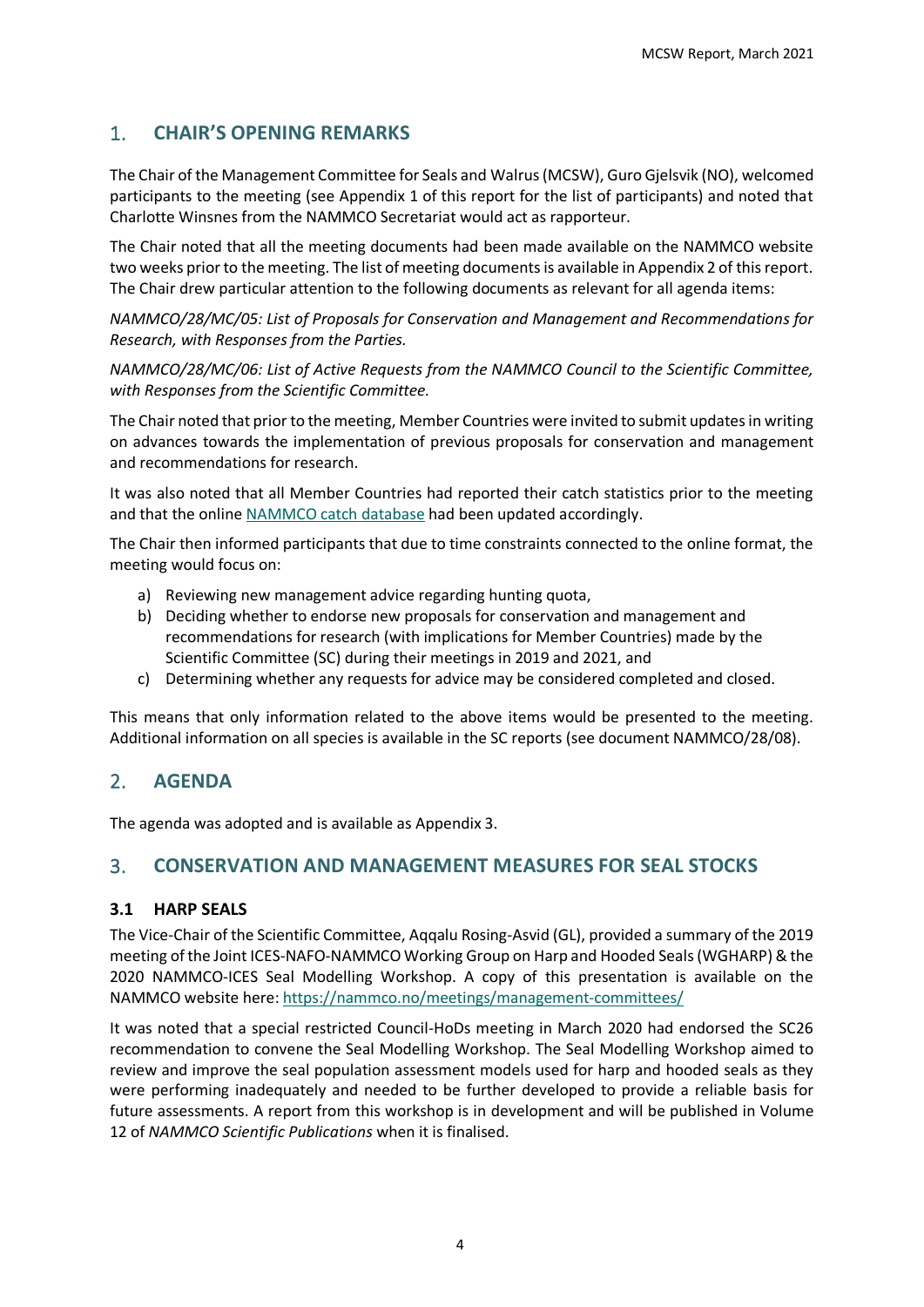## 1. CHAIR'S OPENING REMARKS

The Chair of the Management Committee for Seals and Walrus (MCSW), Guro Gjelsvik (NO), welcomed participants to the meeting (see Appendix 1 of this report for the list of participants) and noted that Charlotte Winsnes from the NAMMCO Secretariat would act as rapporteur.

The Chair noted that all the meeting documents had been made available on the NAMMCO website two weeks prior to the meeting. The list of meeting documents is available in Appendix 2 of this report. The Chair drew particular attention to the following documents as relevant for all agenda items:

*NAMMCO/28/MC/05: List of Proposals for Conservation and Management and Recommendations for Research, with Responses from the Parties.*

*NAMMCO/28/MC/06: List of Active Requests from the NAMMCO Council to the Scientific Committee, with Responses from the Scientific Committee.*

The Chair noted that prior to the meeting, Member Countries were invited to submit updates in writing on advances towards the implementation of previous proposals for conservation and management and recommendations for research.

It was also noted that all Member Countries had reported their catch statistics prior to the meeting and that the online [NAMMCO catch database](https://nammco.no) had been updated accordingly.

The Chair then informed participants that due to time constraints connected to the online format, the meeting would focus on:

a) Reviewing new management advice regarding hunting quota,
b) Deciding whether to endorse new proposals for conservation and management and recommendations for research (with implications for Member Countries) made by the Scientific Committee (SC) during their meetings in 2019 and 2021, and
c) Determining whether any requests for advice may be considered completed and closed.

This means that only information related to the above items would be presented to the meeting. Additional information on all species is available in the SC reports (see document NAMMCO/28/08).

## 2. AGENDA

The agenda was adopted and is available as Appendix 3.

## 3. CONSERVATION AND MANAGEMENT MEASURES FOR SEAL STOCKS

### 3.1 HARP SEALS

The Vice-Chair of the Scientific Committee, Aqqalu Rosing-Asvid (GL), provided a summary of the 2019 meeting of the Joint ICES-NAFO-NAMMCO Working Group on Harp and Hooded Seals (WGHARP) & the 2020 NAMMCO-ICES Seal Modelling Workshop. A copy of this presentation is available on the NAMMCO website here: https://nammco.no/meetings/management-committees/

It was noted that a special restricted Council-HoDs meeting in March 2020 had endorsed the SC26 recommendation to convene the Seal Modelling Workshop. The Seal Modelling Workshop aimed to review and improve the seal population assessment models used for harp and hooded seals as they were performing inadequately and needed to be further developed to provide a reliable basis for future assessments. A report from this workshop is in development and will be published in Volume 12 of *NAMMCO Scientific Publications* when it is finalised.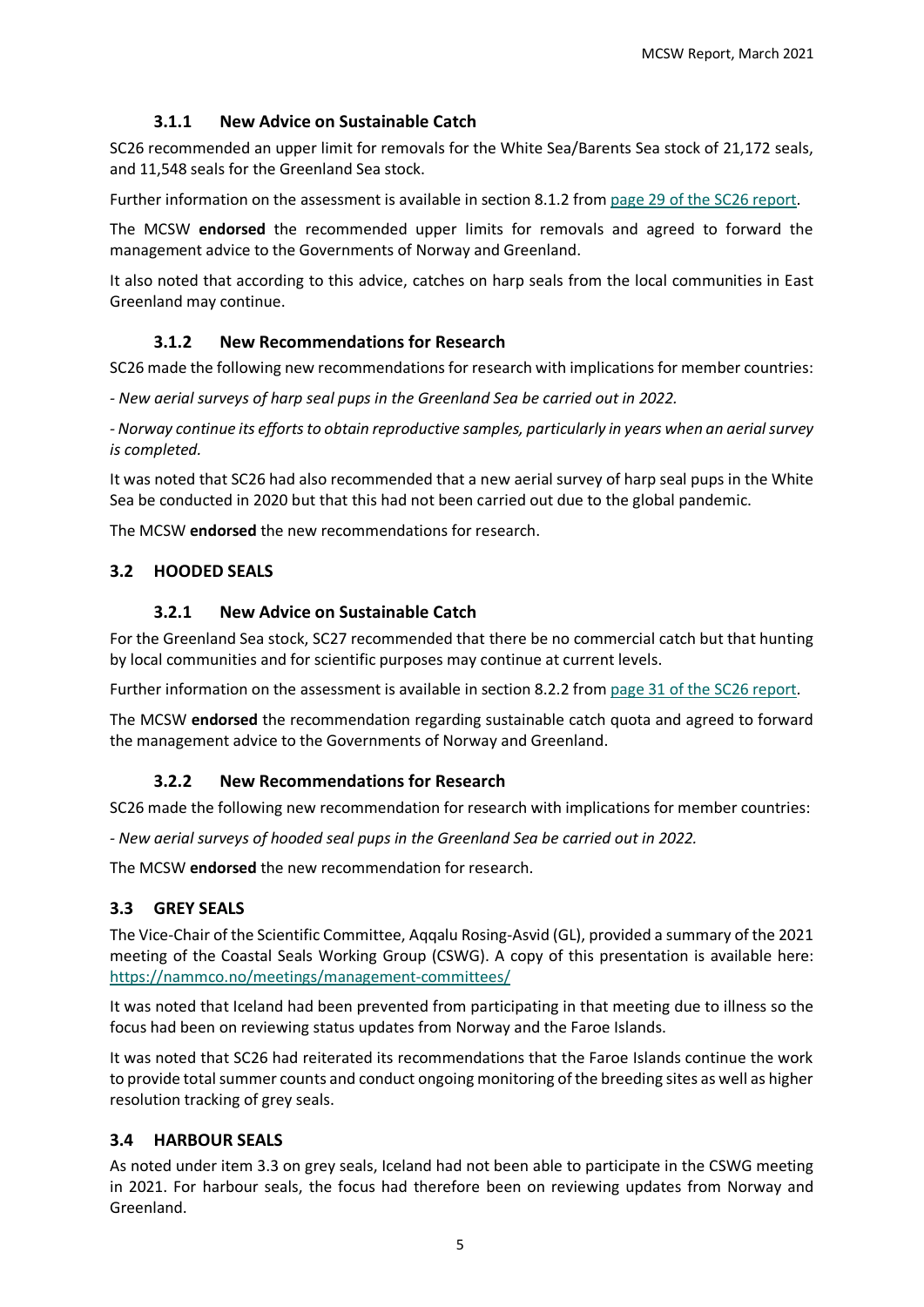### 3.1.1 New Advice on Sustainable Catch

SC26 recommended an upper limit for removals for the White Sea/Barents Sea stock of 21,172 seals, and 11,548 seals for the Greenland Sea stock.

Further information on the assessment is available in section 8.1.2 from page 29 of the SC26 report.

The MCSW **endorsed** the recommended upper limits for removals and agreed to forward the management advice to the Governments of Norway and Greenland.

It also noted that according to this advice, catches on harp seals from the local communities in East Greenland may continue.

### 3.1.2 New Recommendations for Research

SC26 made the following new recommendations for research with implications for member countries:

*- New aerial surveys of harp seal pups in the Greenland Sea be carried out in 2022.*

*- Norway continue its efforts to obtain reproductive samples, particularly in years when an aerial survey is completed.*

It was noted that SC26 had also recommended that a new aerial survey of harp seal pups in the White Sea be conducted in 2020 but that this had not been carried out due to the global pandemic.

The MCSW **endorsed** the new recommendations for research.

## 3.2 HOODED SEALS

### 3.2.1 New Advice on Sustainable Catch

For the Greenland Sea stock, SC27 recommended that there be no commercial catch but that hunting by local communities and for scientific purposes may continue at current levels.

Further information on the assessment is available in section 8.2.2 from page 31 of the SC26 report.

The MCSW **endorsed** the recommendation regarding sustainable catch quota and agreed to forward the management advice to the Governments of Norway and Greenland.

### 3.2.2 New Recommendations for Research

SC26 made the following new recommendation for research with implications for member countries:

*- New aerial surveys of hooded seal pups in the Greenland Sea be carried out in 2022.*

The MCSW **endorsed** the new recommendation for research.

## 3.3 GREY SEALS

The Vice-Chair of the Scientific Committee, Aqqalu Rosing-Asvid (GL), provided a summary of the 2021 meeting of the Coastal Seals Working Group (CSWG). A copy of this presentation is available here: https://nammco.no/meetings/management-committees/

It was noted that Iceland had been prevented from participating in that meeting due to illness so the focus had been on reviewing status updates from Norway and the Faroe Islands.

It was noted that SC26 had reiterated its recommendations that the Faroe Islands continue the work to provide total summer counts and conduct ongoing monitoring of the breeding sites as well as higher resolution tracking of grey seals.

## 3.4 HARBOUR SEALS

As noted under item 3.3 on grey seals, Iceland had not been able to participate in the CSWG meeting in 2021. For harbour seals, the focus had therefore been on reviewing updates from Norway and Greenland.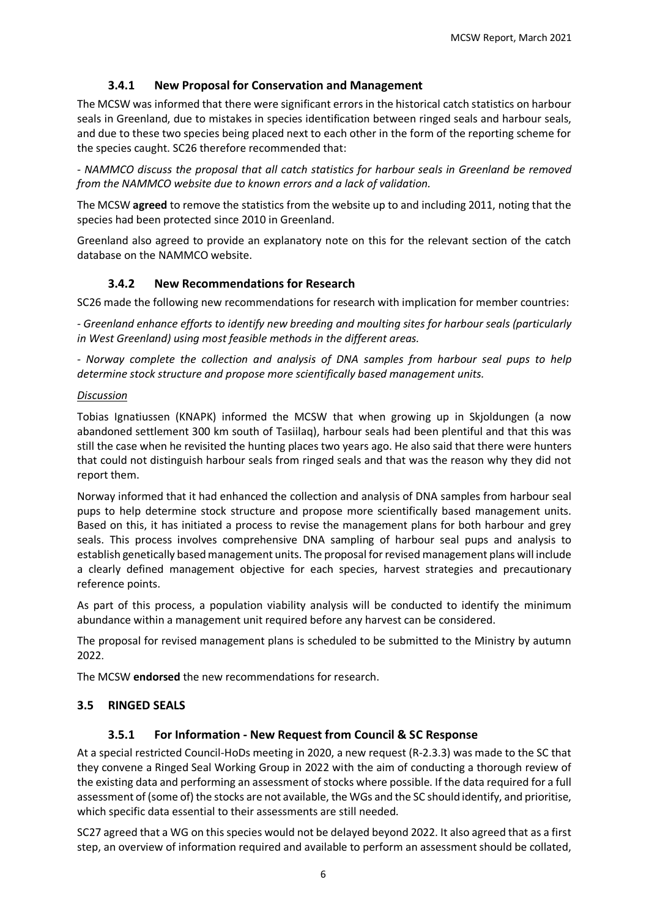### 3.4.1 New Proposal for Conservation and Management

The MCSW was informed that there were significant errors in the historical catch statistics on harbour seals in Greenland, due to mistakes in species identification between ringed seals and harbour seals, and due to these two species being placed next to each other in the form of the reporting scheme for the species caught. SC26 therefore recommended that:

- *NAMMCO discuss the proposal that all catch statistics for harbour seals in Greenland be removed from the NAMMCO website due to known errors and a lack of validation.*

The MCSW **agreed** to remove the statistics from the website up to and including 2011, noting that the species had been protected since 2010 in Greenland.

Greenland also agreed to provide an explanatory note on this for the relevant section of the catch database on the NAMMCO website.

### 3.4.2 New Recommendations for Research

SC26 made the following new recommendations for research with implication for member countries:

- *Greenland enhance efforts to identify new breeding and moulting sites for harbour seals (particularly in West Greenland) using most feasible methods in the different areas.*

- *Norway complete the collection and analysis of DNA samples from harbour seal pups to help determine stock structure and propose more scientifically based management units.*

*Discussion*

Tobias Ignatiussen (KNAPK) informed the MCSW that when growing up in Skjoldungen (a now abandoned settlement 300 km south of Tasiilaq), harbour seals had been plentiful and that this was still the case when he revisited the hunting places two years ago. He also said that there were hunters that could not distinguish harbour seals from ringed seals and that was the reason why they did not report them.

Norway informed that it had enhanced the collection and analysis of DNA samples from harbour seal pups to help determine stock structure and propose more scientifically based management units. Based on this, it has initiated a process to revise the management plans for both harbour and grey seals. This process involves comprehensive DNA sampling of harbour seal pups and analysis to establish genetically based management units. The proposal for revised management plans will include a clearly defined management objective for each species, harvest strategies and precautionary reference points.

As part of this process, a population viability analysis will be conducted to identify the minimum abundance within a management unit required before any harvest can be considered.

The proposal for revised management plans is scheduled to be submitted to the Ministry by autumn 2022.

The MCSW **endorsed** the new recommendations for research.

## 3.5 RINGED SEALS

### 3.5.1 For Information - New Request from Council & SC Response

At a special restricted Council-HoDs meeting in 2020, a new request (R-2.3.3) was made to the SC that they convene a Ringed Seal Working Group in 2022 with the aim of conducting a thorough review of the existing data and performing an assessment of stocks where possible. If the data required for a full assessment of (some of) the stocks are not available, the WGs and the SC should identify, and prioritise, which specific data essential to their assessments are still needed.

SC27 agreed that a WG on this species would not be delayed beyond 2022. It also agreed that as a first step, an overview of information required and available to perform an assessment should be collated,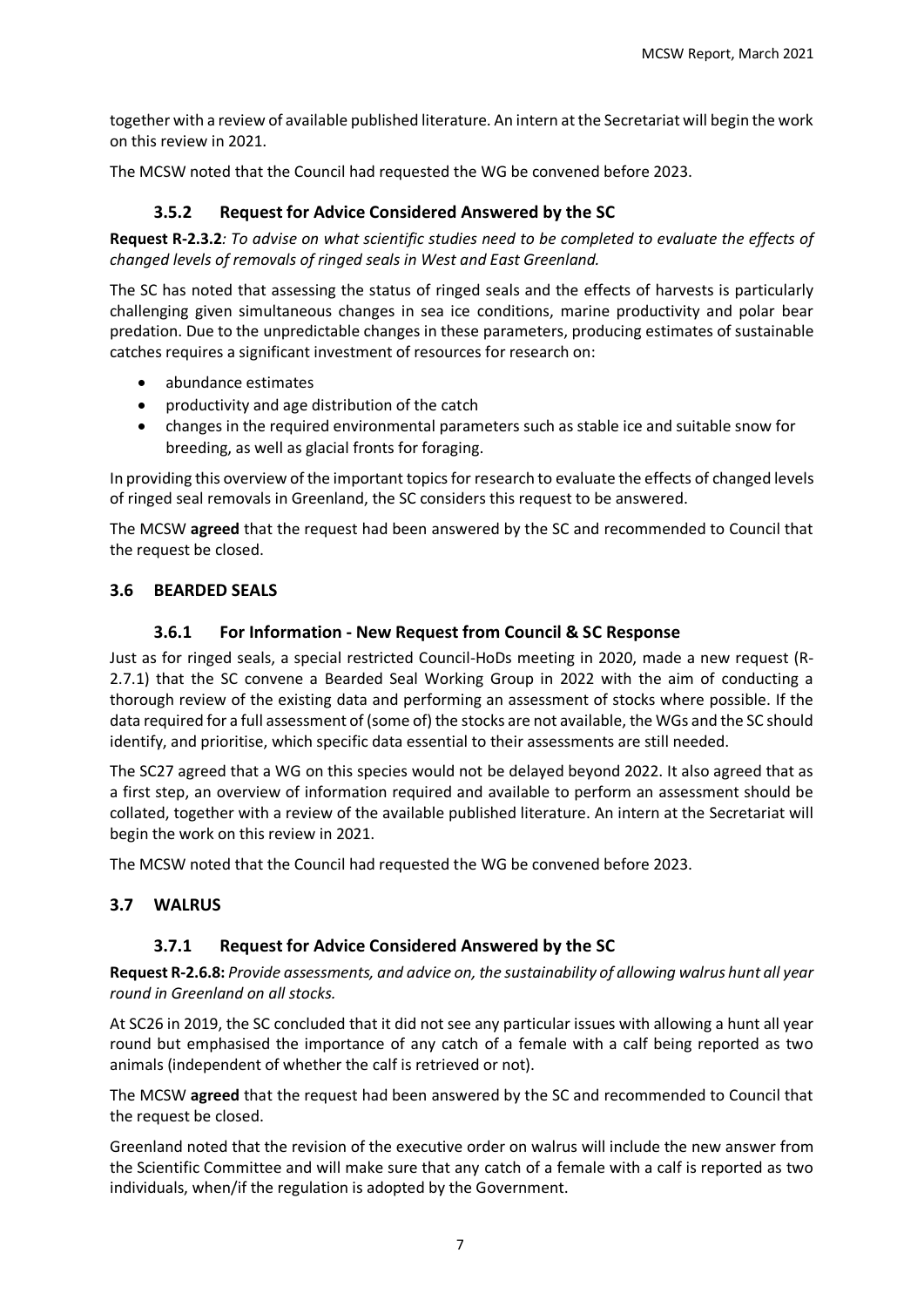together with a review of available published literature. An intern at the Secretariat will begin the work on this review in 2021.

The MCSW noted that the Council had requested the WG be convened before 2023.

### 3.5.2 Request for Advice Considered Answered by the SC

**Request R-2.3.2***: To advise on what scientific studies need to be completed to evaluate the effects of changed levels of removals of ringed seals in West and East Greenland.*

The SC has noted that assessing the status of ringed seals and the effects of harvests is particularly challenging given simultaneous changes in sea ice conditions, marine productivity and polar bear predation. Due to the unpredictable changes in these parameters, producing estimates of sustainable catches requires a significant investment of resources for research on:

- abundance estimates
- productivity and age distribution of the catch
- changes in the required environmental parameters such as stable ice and suitable snow for breeding, as well as glacial fronts for foraging.

In providing this overview of the important topics for research to evaluate the effects of changed levels of ringed seal removals in Greenland, the SC considers this request to be answered.

The MCSW **agreed** that the request had been answered by the SC and recommended to Council that the request be closed.

## 3.6 BEARDED SEALS

### 3.6.1 For Information - New Request from Council & SC Response

Just as for ringed seals, a special restricted Council-HoDs meeting in 2020, made a new request (R-2.7.1) that the SC convene a Bearded Seal Working Group in 2022 with the aim of conducting a thorough review of the existing data and performing an assessment of stocks where possible. If the data required for a full assessment of (some of) the stocks are not available, the WGs and the SC should identify, and prioritise, which specific data essential to their assessments are still needed.

The SC27 agreed that a WG on this species would not be delayed beyond 2022. It also agreed that as a first step, an overview of information required and available to perform an assessment should be collated, together with a review of the available published literature. An intern at the Secretariat will begin the work on this review in 2021.

The MCSW noted that the Council had requested the WG be convened before 2023.

## 3.7 WALRUS

### 3.7.1 Request for Advice Considered Answered by the SC

**Request R-2.6.8:** *Provide assessments, and advice on, the sustainability of allowing walrus hunt all year round in Greenland on all stocks.*

At SC26 in 2019, the SC concluded that it did not see any particular issues with allowing a hunt all year round but emphasised the importance of any catch of a female with a calf being reported as two animals (independent of whether the calf is retrieved or not).

The MCSW **agreed** that the request had been answered by the SC and recommended to Council that the request be closed.

Greenland noted that the revision of the executive order on walrus will include the new answer from the Scientific Committee and will make sure that any catch of a female with a calf is reported as two individuals, when/if the regulation is adopted by the Government.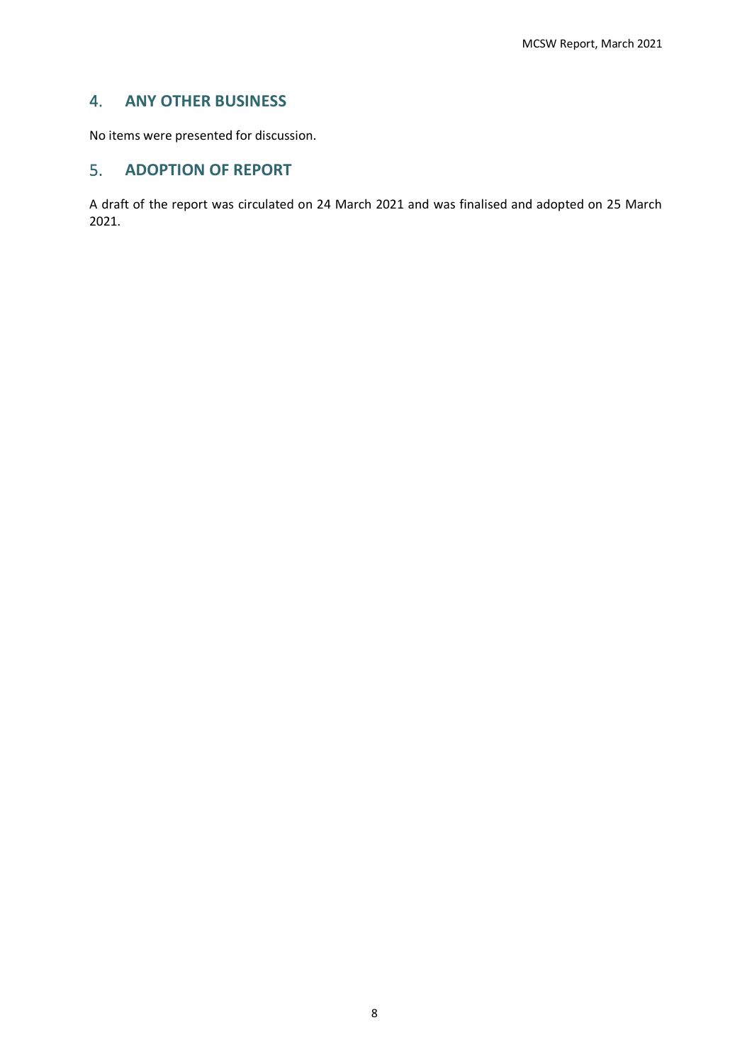## 4. ANY OTHER BUSINESS

No items were presented for discussion.

## 5. ADOPTION OF REPORT

A draft of the report was circulated on 24 March 2021 and was finalised and adopted on 25 March 2021.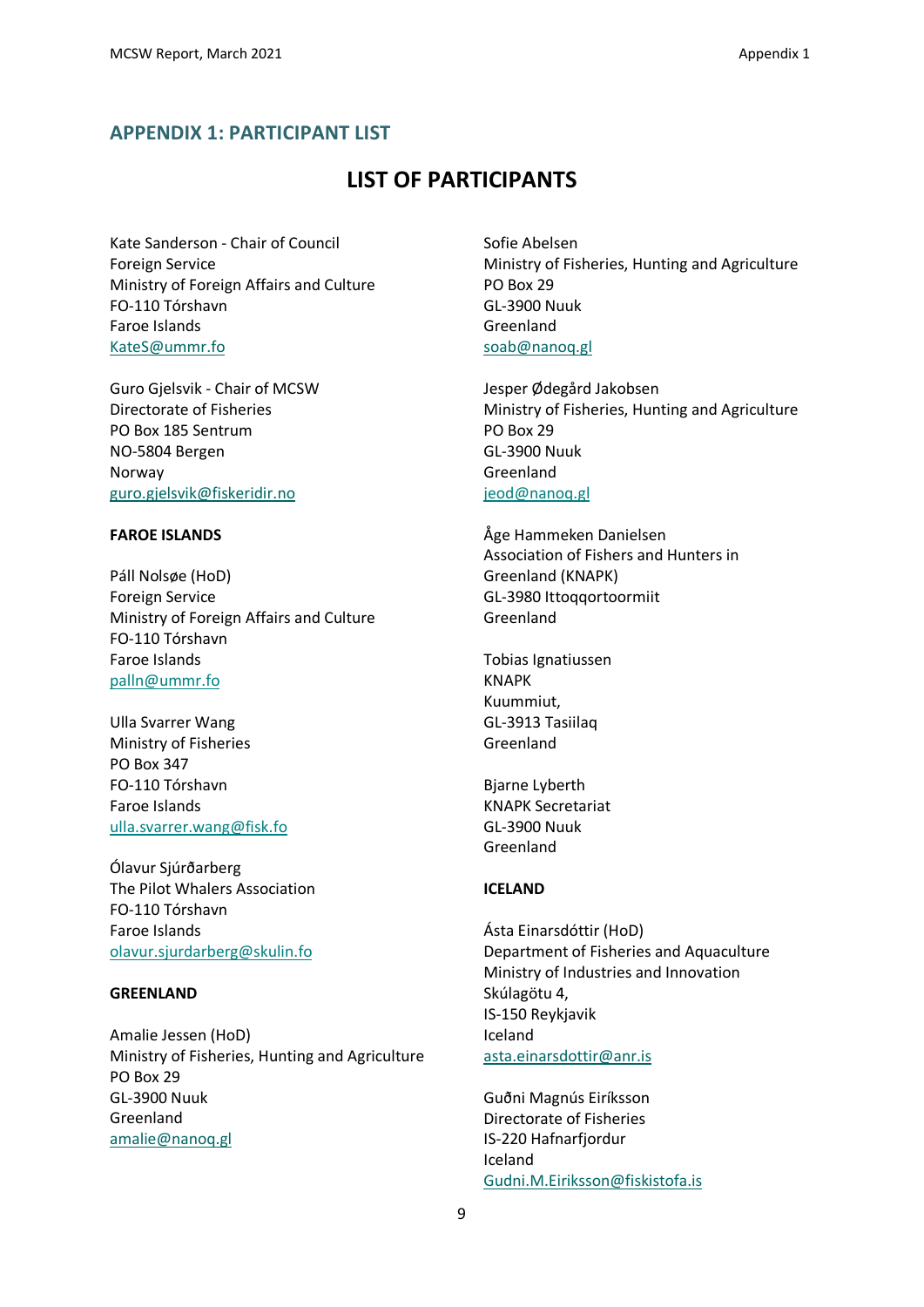## APPENDIX 1: PARTICIPANT LIST

# LIST OF PARTICIPANTS

Kate Sanderson - Chair of Council
Foreign Service
Ministry of Foreign Affairs and Culture
FO-110 Tórshavn
Faroe Islands
KateS@ummr.fo

Guro Gjelsvik - Chair of MCSW
Directorate of Fisheries
PO Box 185 Sentrum
NO-5804 Bergen
Norway
guro.gjelsvik@fiskeridir.no

**FAROE ISLANDS**

Páll Nolsøe (HoD)
Foreign Service
Ministry of Foreign Affairs and Culture
FO-110 Tórshavn
Faroe Islands
palln@ummr.fo

Ulla Svarrer Wang
Ministry of Fisheries
PO Box 347
FO-110 Tórshavn
Faroe Islands
ulla.svarrer.wang@fisk.fo

Ólavur Sjúrðarberg
The Pilot Whalers Association
FO-110 Tórshavn
Faroe Islands
olavur.sjurdarberg@skulin.fo

**GREENLAND**

Amalie Jessen (HoD)
Ministry of Fisheries, Hunting and Agriculture
PO Box 29
GL-3900 Nuuk
Greenland
amalie@nanoq.gl

Sofie Abelsen
Ministry of Fisheries, Hunting and Agriculture
PO Box 29
GL-3900 Nuuk
Greenland
soab@nanoq.gl

Jesper Ødegård Jakobsen
Ministry of Fisheries, Hunting and Agriculture
PO Box 29
GL-3900 Nuuk
Greenland
jeod@nanoq.gl

Åge Hammeken Danielsen
Association of Fishers and Hunters in Greenland (KNAPK)
GL-3980 Ittoqqortoormiit
Greenland

Tobias Ignatiussen
KNAPK
Kuummiut,
GL-3913 Tasiilaq
Greenland

Bjarne Lyberth
KNAPK Secretariat
GL-3900 Nuuk
Greenland

**ICELAND**

Ásta Einarsdóttir (HoD)
Department of Fisheries and Aquaculture
Ministry of Industries and Innovation
Skúlagötu 4,
IS-150 Reykjavik
Iceland
asta.einarsdottir@anr.is

Guðni Magnús Eiríksson
Directorate of Fisheries
IS-220 Hafnarfjordur
Iceland
Gudni.M.Eiriksson@fiskistofa.is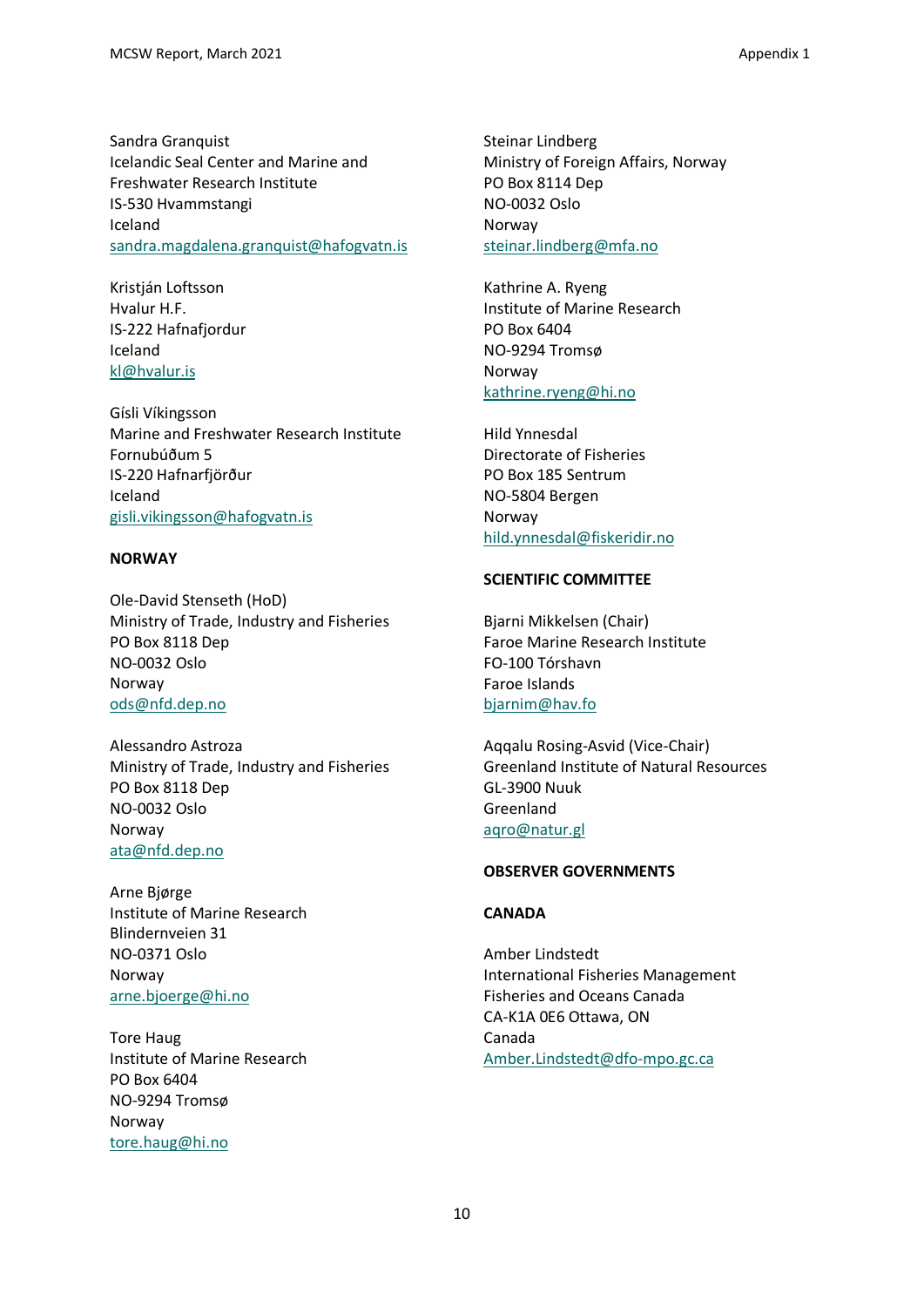Sandra Granquist
Icelandic Seal Center and Marine and Freshwater Research Institute
IS-530 Hvammstangi
Iceland
sandra.magdalena.granquist@hafogvatn.is

Kristján Loftsson
Hvalur H.F.
IS-222 Hafnafjordur
Iceland
kl@hvalur.is

Gísli Víkingsson
Marine and Freshwater Research Institute
Fornubúðum 5
IS-220 Hafnarfjörður
Iceland
gisli.vikingsson@hafogvatn.is

**NORWAY**

Ole-David Stenseth (HoD)
Ministry of Trade, Industry and Fisheries
PO Box 8118 Dep
NO-0032 Oslo
Norway
ods@nfd.dep.no

Alessandro Astroza
Ministry of Trade, Industry and Fisheries
PO Box 8118 Dep
NO-0032 Oslo
Norway
ata@nfd.dep.no

Arne Bjørge
Institute of Marine Research
Blindernveien 31
NO-0371 Oslo
Norway
arne.bjoerge@hi.no

Tore Haug
Institute of Marine Research
PO Box 6404
NO-9294 Tromsø
Norway
tore.haug@hi.no

Steinar Lindberg
Ministry of Foreign Affairs, Norway
PO Box 8114 Dep
NO-0032 Oslo
Norway
steinar.lindberg@mfa.no

Kathrine A. Ryeng
Institute of Marine Research
PO Box 6404
NO-9294 Tromsø
Norway
kathrine.ryeng@hi.no

Hild Ynnesdal
Directorate of Fisheries
PO Box 185 Sentrum
NO-5804 Bergen
Norway
hild.ynnesdal@fiskeridir.no

**SCIENTIFIC COMMITTEE**

Bjarni Mikkelsen (Chair)
Faroe Marine Research Institute
FO-100 Tórshavn
Faroe Islands
bjarnim@hav.fo

Aqqalu Rosing-Asvid (Vice-Chair)
Greenland Institute of Natural Resources
GL-3900 Nuuk
Greenland
aqro@natur.gl

**OBSERVER GOVERNMENTS**

**CANADA**

Amber Lindstedt
International Fisheries Management
Fisheries and Oceans Canada
CA-K1A 0E6 Ottawa, ON
Canada
Amber.Lindstedt@dfo-mpo.gc.ca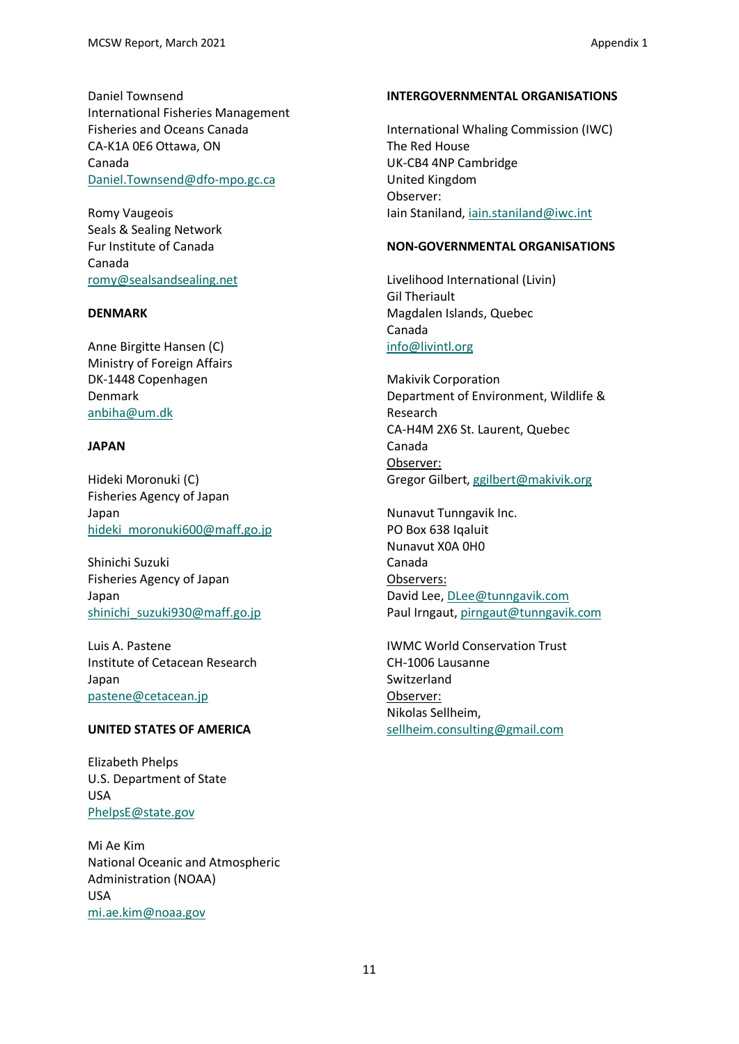Daniel Townsend
International Fisheries Management
Fisheries and Oceans Canada
CA-K1A 0E6 Ottawa, ON
Canada
Daniel.Townsend@dfo-mpo.gc.ca

Romy Vaugeois
Seals & Sealing Network
Fur Institute of Canada
Canada
romy@sealsandsealing.net

**DENMARK**

Anne Birgitte Hansen (C)
Ministry of Foreign Affairs
DK-1448 Copenhagen
Denmark
anbiha@um.dk

**JAPAN**

Hideki Moronuki (C)
Fisheries Agency of Japan
Japan
hideki_moronuki600@maff.go.jp

Shinichi Suzuki
Fisheries Agency of Japan
Japan
shinichi_suzuki930@maff.go.jp

Luis A. Pastene
Institute of Cetacean Research
Japan
pastene@cetacean.jp

**UNITED STATES OF AMERICA**

Elizabeth Phelps
U.S. Department of State
USA
PhelpsE@state.gov

Mi Ae Kim
National Oceanic and Atmospheric Administration (NOAA)
USA
mi.ae.kim@noaa.gov

**INTERGOVERNMENTAL ORGANISATIONS**

International Whaling Commission (IWC)
The Red House
UK-CB4 4NP Cambridge
United Kingdom
Observer:
Iain Staniland, iain.staniland@iwc.int

**NON-GOVERNMENTAL ORGANISATIONS**

Livelihood International (Livin)
Gil Theriault
Magdalen Islands, Quebec
Canada
info@livintl.org

Makivik Corporation
Department of Environment, Wildlife & Research
CA-H4M 2X6 St. Laurent, Quebec
Canada
Observer:
Gregor Gilbert, ggilbert@makivik.org

Nunavut Tunngavik Inc.
PO Box 638 Iqaluit
Nunavut X0A 0H0
Canada
Observers:
David Lee, DLee@tunngavik.com
Paul Irngaut, pirngaut@tunngavik.com

IWMC World Conservation Trust
CH-1006 Lausanne
Switzerland
Observer:
Nikolas Sellheim,
sellheim.consulting@gmail.com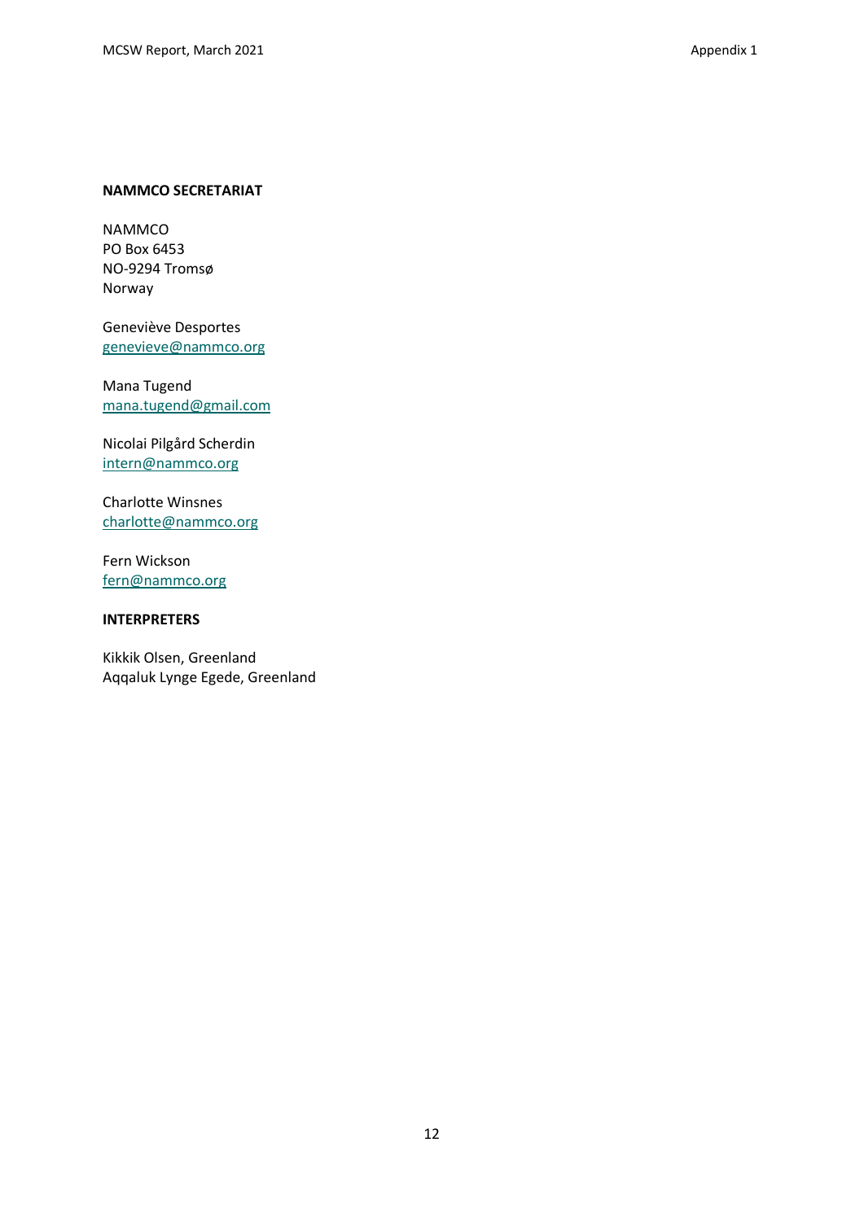**NAMMCO SECRETARIAT**

NAMMCO
PO Box 6453
NO-9294 Tromsø
Norway

Geneviève Desportes
genevieve@nammco.org

Mana Tugend
mana.tugend@gmail.com

Nicolai Pilgård Scherdin
intern@nammco.org

Charlotte Winsnes
charlotte@nammco.org

Fern Wickson
fern@nammco.org

**INTERPRETERS**

Kikkik Olsen, Greenland
Aqqaluk Lynge Egede, Greenland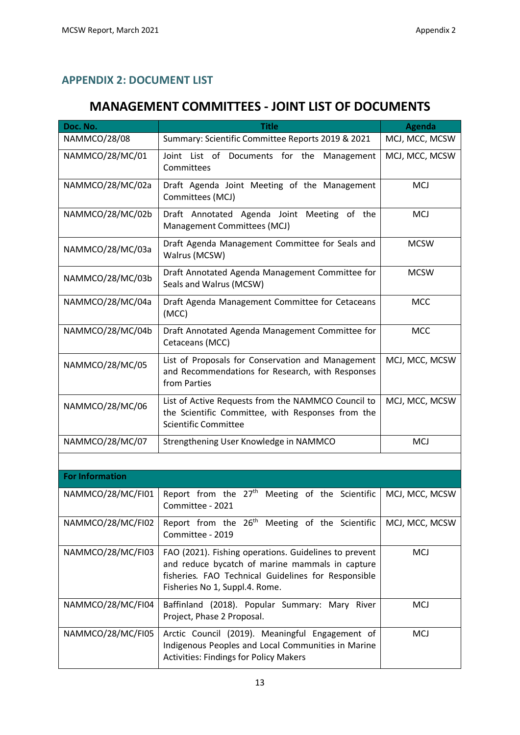## APPENDIX 2: DOCUMENT LIST

# MANAGEMENT COMMITTEES - JOINT LIST OF DOCUMENTS

| Doc. No. | Title | Agenda |
|---|---|---|
| NAMMCO/28/08 | Summary: Scientific Committee Reports 2019 & 2021 | MCJ, MCC, MCSW |
| NAMMCO/28/MC/01 | Joint List of Documents for the Management Committees | MCJ, MCC, MCSW |
| NAMMCO/28/MC/02a | Draft Agenda Joint Meeting of the Management Committees (MCJ) | MCJ |
| NAMMCO/28/MC/02b | Draft Annotated Agenda Joint Meeting of the Management Committees (MCJ) | MCJ |
| NAMMCO/28/MC/03a | Draft Agenda Management Committee for Seals and Walrus (MCSW) | MCSW |
| NAMMCO/28/MC/03b | Draft Annotated Agenda Management Committee for Seals and Walrus (MCSW) | MCSW |
| NAMMCO/28/MC/04a | Draft Agenda Management Committee for Cetaceans (MCC) | MCC |
| NAMMCO/28/MC/04b | Draft Annotated Agenda Management Committee for Cetaceans (MCC) | MCC |
| NAMMCO/28/MC/05 | List of Proposals for Conservation and Management and Recommendations for Research, with Responses from Parties | MCJ, MCC, MCSW |
| NAMMCO/28/MC/06 | List of Active Requests from the NAMMCO Council to the Scientific Committee, with Responses from the Scientific Committee | MCJ, MCC, MCSW |
| NAMMCO/28/MC/07 | Strengthening User Knowledge in NAMMCO | MCJ |
| | | |
| **For Information** | | |
| NAMMCO/28/MC/FI01 | Report from the 27th Meeting of the Scientific Committee - 2021 | MCJ, MCC, MCSW |
| NAMMCO/28/MC/FI02 | Report from the 26th Meeting of the Scientific Committee - 2019 | MCJ, MCC, MCSW |
| NAMMCO/28/MC/FI03 | FAO (2021). Fishing operations. Guidelines to prevent and reduce bycatch of marine mammals in capture fisheries. *FAO Technical Guidelines for Responsible Fisheries No 1, Suppl.4*. Rome. | MCJ |
| NAMMCO/28/MC/FI04 | Baffinland (2018). Popular Summary: Mary River Project, Phase 2 Proposal. | MCJ |
| NAMMCO/28/MC/FI05 | Arctic Council (2019). Meaningful Engagement of Indigenous Peoples and Local Communities in Marine Activities: Findings for Policy Makers | MCJ |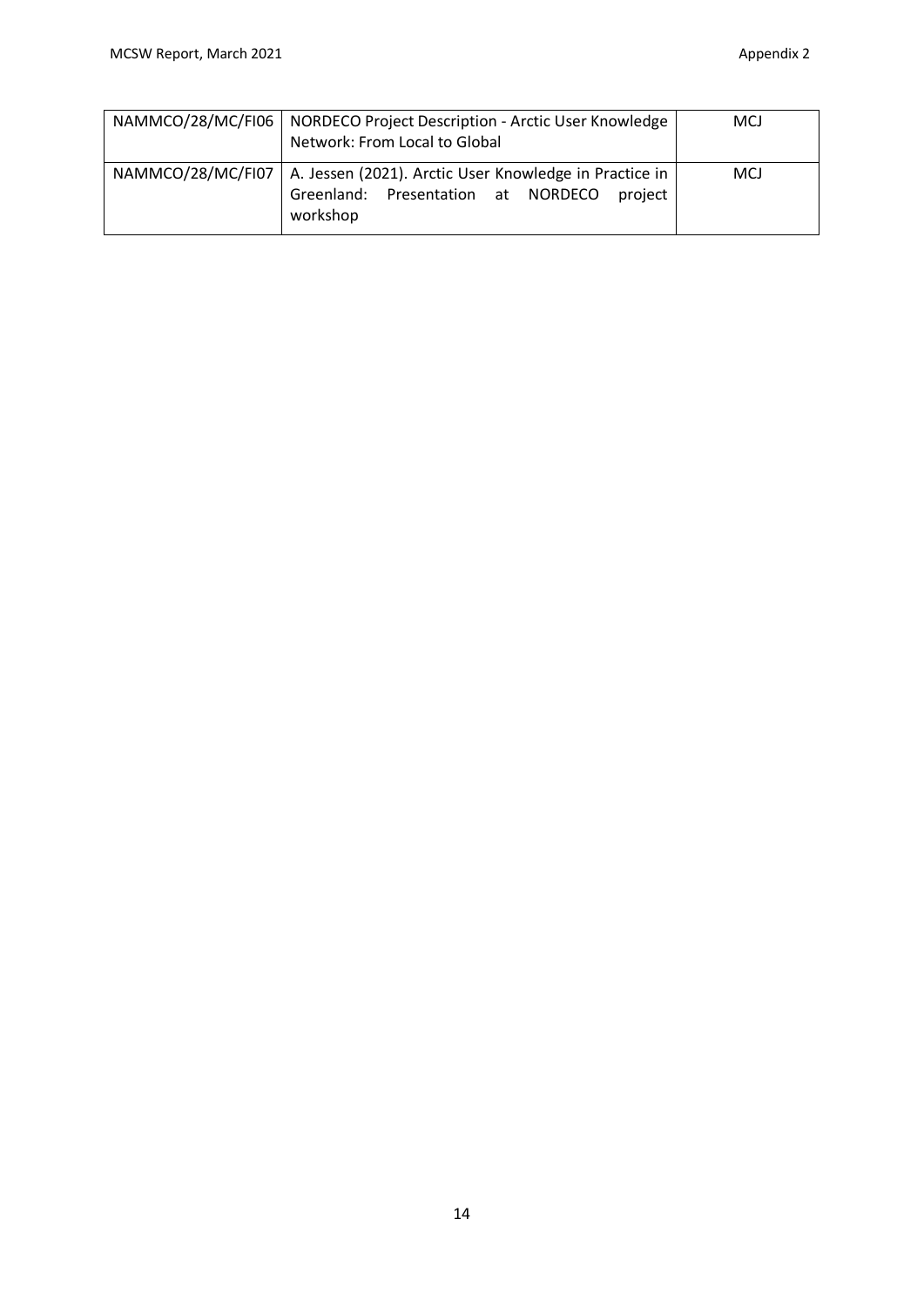| | | |
|---|---|---|
| NAMMCO/28/MC/FI06 | NORDECO Project Description - Arctic User Knowledge Network: From Local to Global | MCJ |
| NAMMCO/28/MC/FI07 | A. Jessen (2021). Arctic User Knowledge in Practice in Greenland: Presentation at NORDECO project workshop | MCJ |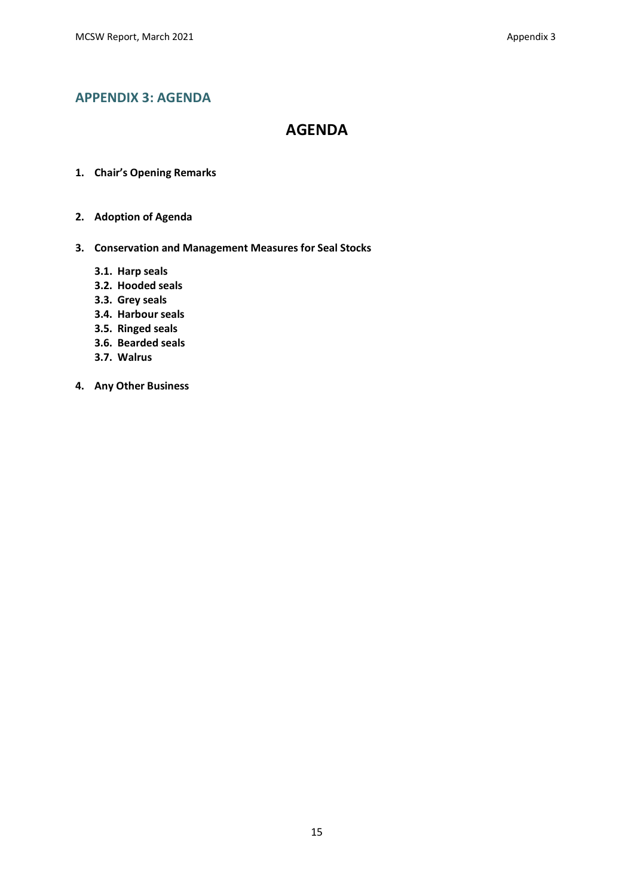## APPENDIX 3: AGENDA

# AGENDA

1. **Chair's Opening Remarks**

2. **Adoption of Agenda**

3. **Conservation and Management Measures for Seal Stocks**

    3.1. **Harp seals**
    3.2. **Hooded seals**
    3.3. **Grey seals**
    3.4. **Harbour seals**
    3.5. **Ringed seals**
    3.6. **Bearded seals**
    3.7. **Walrus**

4. **Any Other Business**